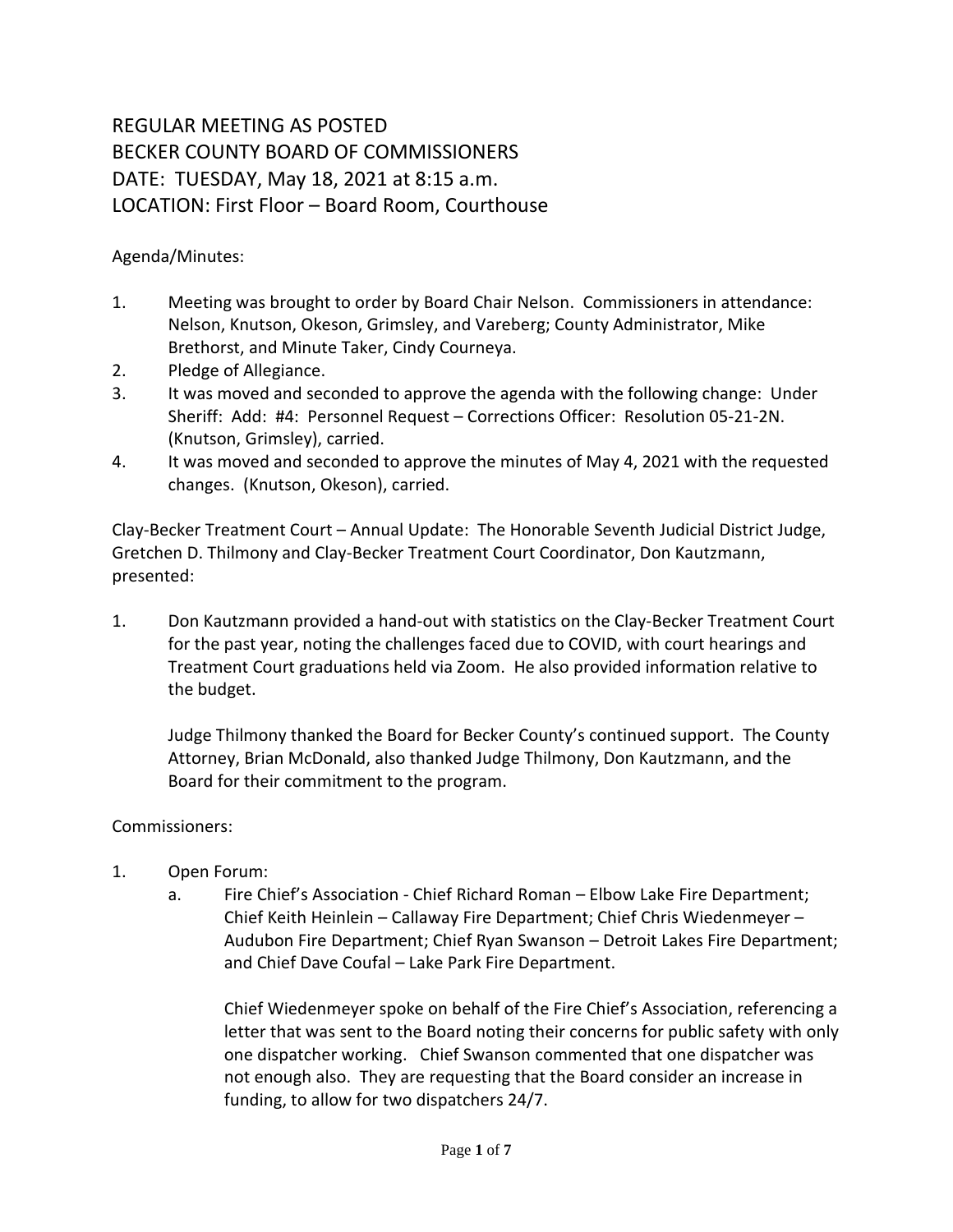REGULAR MEETING AS POSTED
BECKER COUNTY BOARD OF COMMISSIONERS
DATE: TUESDAY, May 18, 2021 at 8:15 a.m.
LOCATION: First Floor – Board Room, Courthouse

Agenda/Minutes:

1. Meeting was brought to order by Board Chair Nelson. Commissioners in attendance: Nelson, Knutson, Okeson, Grimsley, and Vareberg; County Administrator, Mike Brethorst, and Minute Taker, Cindy Courneya.
2. Pledge of Allegiance.
3. It was moved and seconded to approve the agenda with the following change: Under Sheriff: Add: #4: Personnel Request – Corrections Officer: Resolution 05-21-2N. (Knutson, Grimsley), carried.
4. It was moved and seconded to approve the minutes of May 4, 2021 with the requested changes. (Knutson, Okeson), carried.

Clay-Becker Treatment Court – Annual Update: The Honorable Seventh Judicial District Judge, Gretchen D. Thilmony and Clay-Becker Treatment Court Coordinator, Don Kautzmann, presented:

1. Don Kautzmann provided a hand-out with statistics on the Clay-Becker Treatment Court for the past year, noting the challenges faced due to COVID, with court hearings and Treatment Court graduations held via Zoom. He also provided information relative to the budget.

   Judge Thilmony thanked the Board for Becker County's continued support. The County Attorney, Brian McDonald, also thanked Judge Thilmony, Don Kautzmann, and the Board for their commitment to the program.

Commissioners:

1. Open Forum:
   a. Fire Chief's Association - Chief Richard Roman – Elbow Lake Fire Department; Chief Keith Heinlein – Callaway Fire Department; Chief Chris Wiedenmeyer – Audubon Fire Department; Chief Ryan Swanson – Detroit Lakes Fire Department; and Chief Dave Coufal – Lake Park Fire Department.

      Chief Wiedenmeyer spoke on behalf of the Fire Chief's Association, referencing a letter that was sent to the Board noting their concerns for public safety with only one dispatcher working. Chief Swanson commented that one dispatcher was not enough also. They are requesting that the Board consider an increase in funding, to allow for two dispatchers 24/7.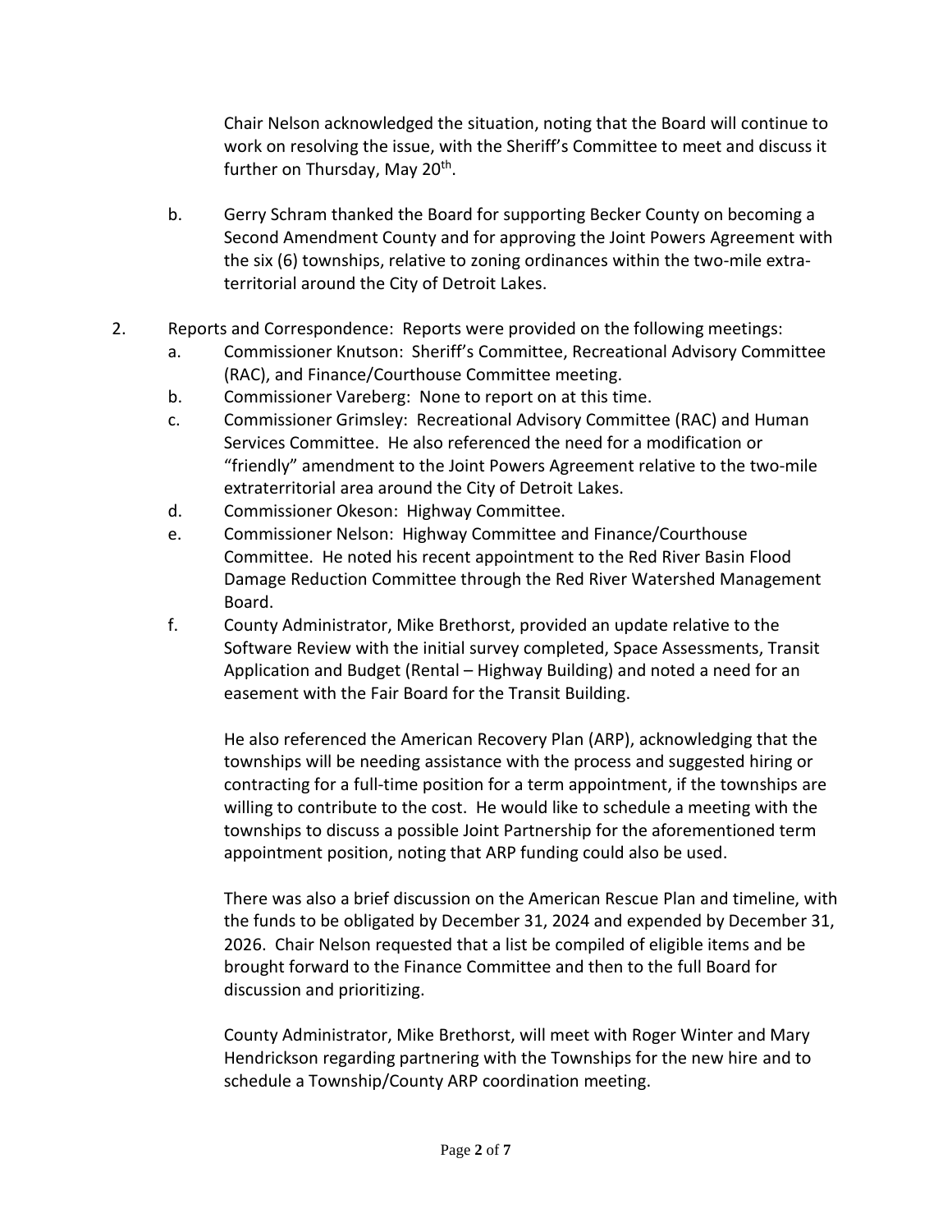Chair Nelson acknowledged the situation, noting that the Board will continue to work on resolving the issue, with the Sheriff's Committee to meet and discuss it further on Thursday, May 20th.

b. Gerry Schram thanked the Board for supporting Becker County on becoming a Second Amendment County and for approving the Joint Powers Agreement with the six (6) townships, relative to zoning ordinances within the two-mile extra-territorial around the City of Detroit Lakes.

2. Reports and Correspondence: Reports were provided on the following meetings:
   a. Commissioner Knutson: Sheriff's Committee, Recreational Advisory Committee (RAC), and Finance/Courthouse Committee meeting.
   b. Commissioner Vareberg: None to report on at this time.
   c. Commissioner Grimsley: Recreational Advisory Committee (RAC) and Human Services Committee. He also referenced the need for a modification or "friendly" amendment to the Joint Powers Agreement relative to the two-mile extraterritorial area around the City of Detroit Lakes.
   d. Commissioner Okeson: Highway Committee.
   e. Commissioner Nelson: Highway Committee and Finance/Courthouse Committee. He noted his recent appointment to the Red River Basin Flood Damage Reduction Committee through the Red River Watershed Management Board.
   f. County Administrator, Mike Brethorst, provided an update relative to the Software Review with the initial survey completed, Space Assessments, Transit Application and Budget (Rental – Highway Building) and noted a need for an easement with the Fair Board for the Transit Building.

      He also referenced the American Recovery Plan (ARP), acknowledging that the townships will be needing assistance with the process and suggested hiring or contracting for a full-time position for a term appointment, if the townships are willing to contribute to the cost. He would like to schedule a meeting with the townships to discuss a possible Joint Partnership for the aforementioned term appointment position, noting that ARP funding could also be used.

      There was also a brief discussion on the American Rescue Plan and timeline, with the funds to be obligated by December 31, 2024 and expended by December 31, 2026. Chair Nelson requested that a list be compiled of eligible items and be brought forward to the Finance Committee and then to the full Board for discussion and prioritizing.

      County Administrator, Mike Brethorst, will meet with Roger Winter and Mary Hendrickson regarding partnering with the Townships for the new hire and to schedule a Township/County ARP coordination meeting.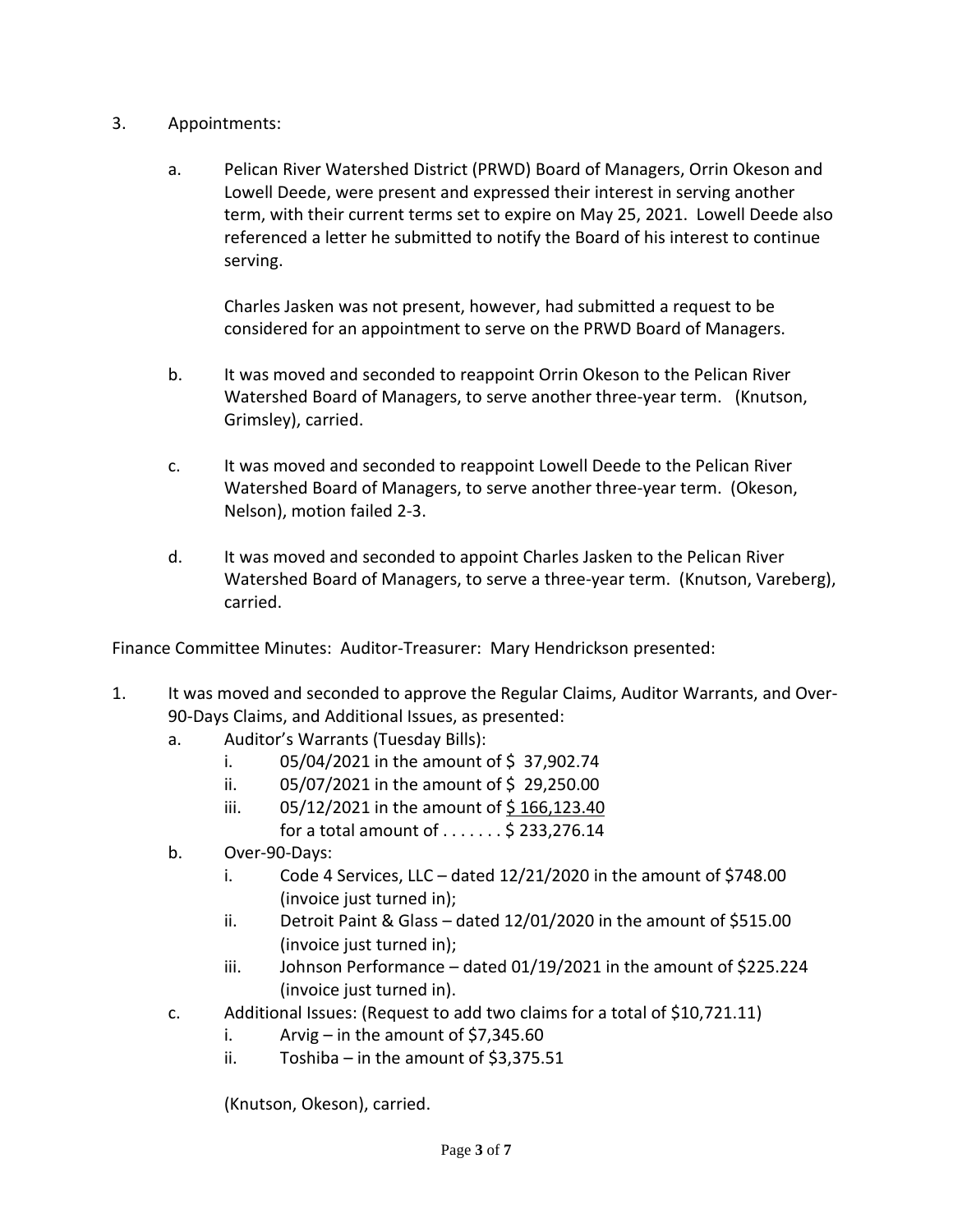3. Appointments:

   a. Pelican River Watershed District (PRWD) Board of Managers, Orrin Okeson and Lowell Deede, were present and expressed their interest in serving another term, with their current terms set to expire on May 25, 2021. Lowell Deede also referenced a letter he submitted to notify the Board of his interest to continue serving.

      Charles Jasken was not present, however, had submitted a request to be considered for an appointment to serve on the PRWD Board of Managers.

   b. It was moved and seconded to reappoint Orrin Okeson to the Pelican River Watershed Board of Managers, to serve another three-year term. (Knutson, Grimsley), carried.

   c. It was moved and seconded to reappoint Lowell Deede to the Pelican River Watershed Board of Managers, to serve another three-year term. (Okeson, Nelson), motion failed 2-3.

   d. It was moved and seconded to appoint Charles Jasken to the Pelican River Watershed Board of Managers, to serve a three-year term. (Knutson, Vareberg), carried.

Finance Committee Minutes: Auditor-Treasurer: Mary Hendrickson presented:

1. It was moved and seconded to approve the Regular Claims, Auditor Warrants, and Over-90-Days Claims, and Additional Issues, as presented:
   a. Auditor's Warrants (Tuesday Bills):
      i. 05/04/2021 in the amount of $ 37,902.74
      ii. 05/07/2021 in the amount of $ 29,250.00
      iii. 05/12/2021 in the amount of <u>$ 166,123.40</u>
         for a total amount of . . . . . . . $ 233,276.14
   b. Over-90-Days:
      i. Code 4 Services, LLC – dated 12/21/2020 in the amount of $748.00 (invoice just turned in);
      ii. Detroit Paint & Glass – dated 12/01/2020 in the amount of $515.00 (invoice just turned in);
      iii. Johnson Performance – dated 01/19/2021 in the amount of $225.224 (invoice just turned in).
   c. Additional Issues: (Request to add two claims for a total of $10,721.11)
      i. Arvig – in the amount of $7,345.60
      ii. Toshiba – in the amount of $3,375.51

   (Knutson, Okeson), carried.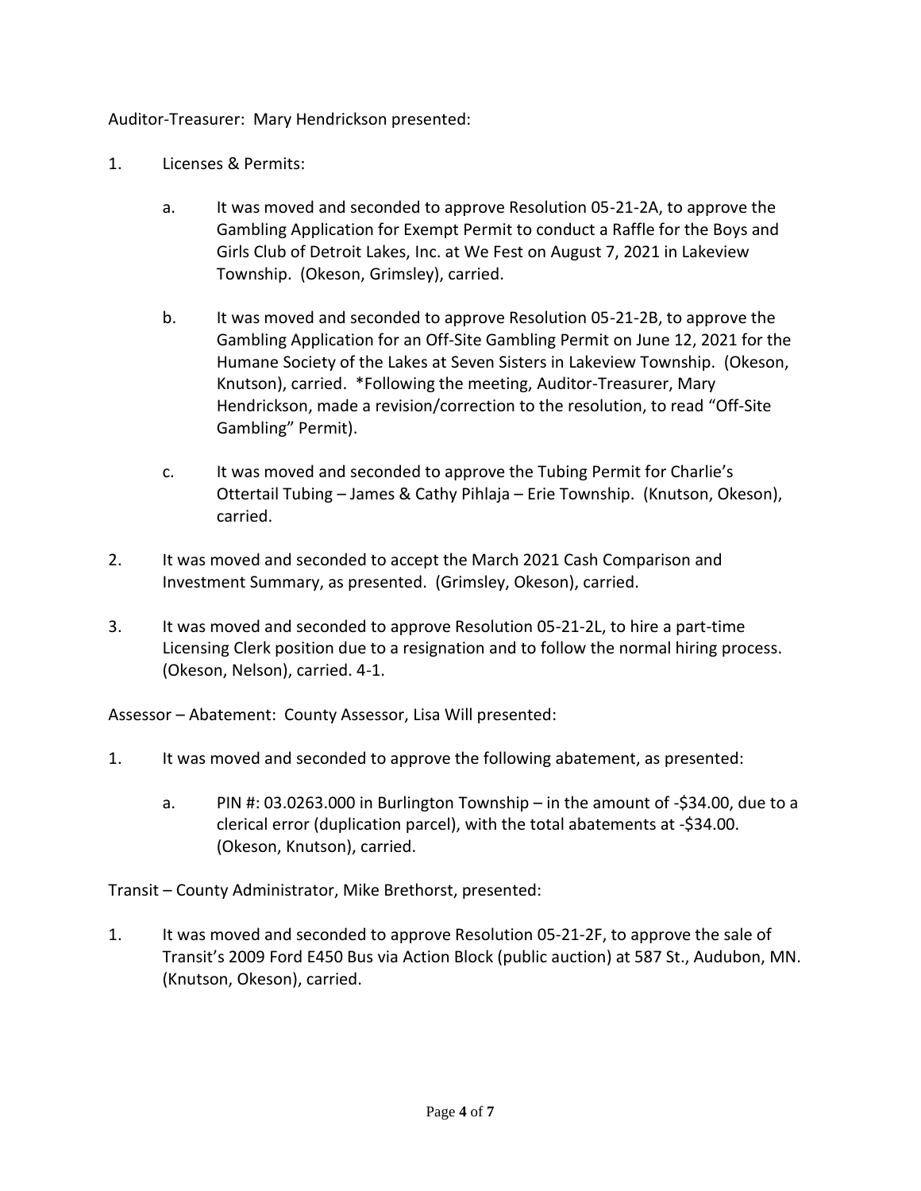Auditor-Treasurer: Mary Hendrickson presented:

1. Licenses & Permits:

   a. It was moved and seconded to approve Resolution 05-21-2A, to approve the Gambling Application for Exempt Permit to conduct a Raffle for the Boys and Girls Club of Detroit Lakes, Inc. at We Fest on August 7, 2021 in Lakeview Township. (Okeson, Grimsley), carried.

   b. It was moved and seconded to approve Resolution 05-21-2B, to approve the Gambling Application for an Off-Site Gambling Permit on June 12, 2021 for the Humane Society of the Lakes at Seven Sisters in Lakeview Township. (Okeson, Knutson), carried. *Following the meeting, Auditor-Treasurer, Mary Hendrickson, made a revision/correction to the resolution, to read "Off-Site Gambling" Permit).

   c. It was moved and seconded to approve the Tubing Permit for Charlie's Ottertail Tubing – James & Cathy Pihlaja – Erie Township. (Knutson, Okeson), carried.

2. It was moved and seconded to accept the March 2021 Cash Comparison and Investment Summary, as presented. (Grimsley, Okeson), carried.

3. It was moved and seconded to approve Resolution 05-21-2L, to hire a part-time Licensing Clerk position due to a resignation and to follow the normal hiring process. (Okeson, Nelson), carried. 4-1.

Assessor – Abatement: County Assessor, Lisa Will presented:

1. It was moved and seconded to approve the following abatement, as presented:

   a. PIN #: 03.0263.000 in Burlington Township – in the amount of -$34.00, due to a clerical error (duplication parcel), with the total abatements at -$34.00. (Okeson, Knutson), carried.

Transit – County Administrator, Mike Brethorst, presented:

1. It was moved and seconded to approve Resolution 05-21-2F, to approve the sale of Transit's 2009 Ford E450 Bus via Action Block (public auction) at 587 St., Audubon, MN. (Knutson, Okeson), carried.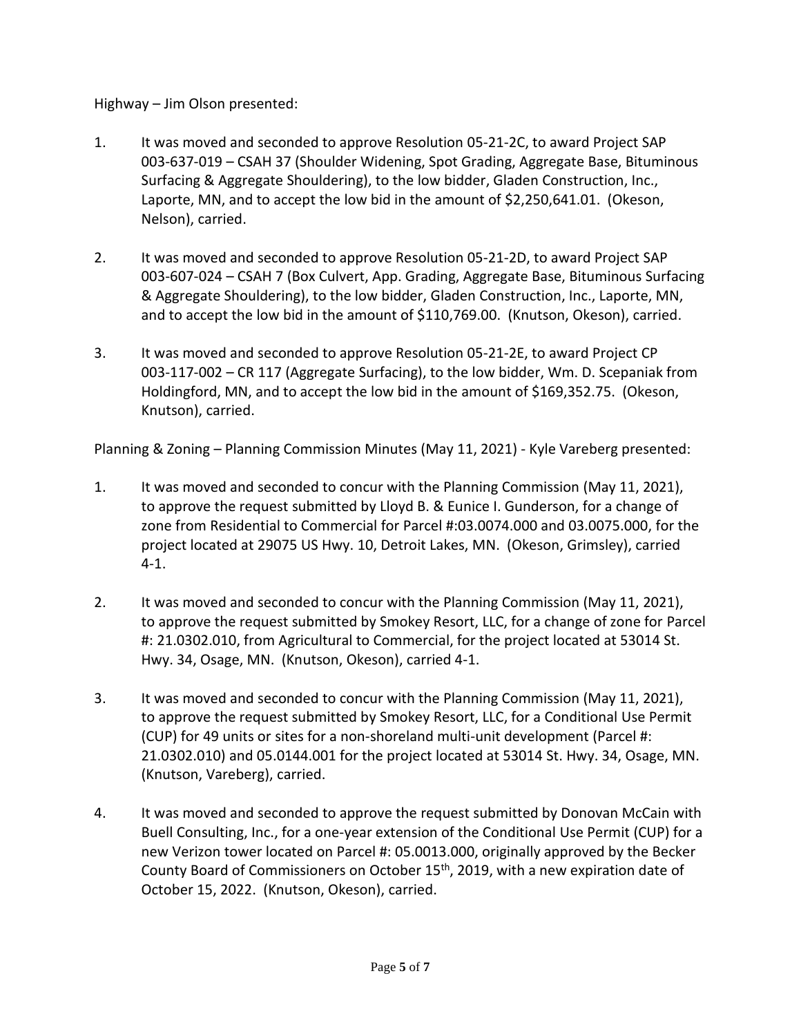Highway – Jim Olson presented:

1. It was moved and seconded to approve Resolution 05-21-2C, to award Project SAP 003-637-019 – CSAH 37 (Shoulder Widening, Spot Grading, Aggregate Base, Bituminous Surfacing & Aggregate Shouldering), to the low bidder, Gladen Construction, Inc., Laporte, MN, and to accept the low bid in the amount of $2,250,641.01. (Okeson, Nelson), carried.

2. It was moved and seconded to approve Resolution 05-21-2D, to award Project SAP 003-607-024 – CSAH 7 (Box Culvert, App. Grading, Aggregate Base, Bituminous Surfacing & Aggregate Shouldering), to the low bidder, Gladen Construction, Inc., Laporte, MN, and to accept the low bid in the amount of $110,769.00. (Knutson, Okeson), carried.

3. It was moved and seconded to approve Resolution 05-21-2E, to award Project CP 003-117-002 – CR 117 (Aggregate Surfacing), to the low bidder, Wm. D. Scepaniak from Holdingford, MN, and to accept the low bid in the amount of $169,352.75. (Okeson, Knutson), carried.

Planning & Zoning – Planning Commission Minutes (May 11, 2021) - Kyle Vareberg presented:

1. It was moved and seconded to concur with the Planning Commission (May 11, 2021), to approve the request submitted by Lloyd B. & Eunice I. Gunderson, for a change of zone from Residential to Commercial for Parcel #:03.0074.000 and 03.0075.000, for the project located at 29075 US Hwy. 10, Detroit Lakes, MN. (Okeson, Grimsley), carried 4-1.

2. It was moved and seconded to concur with the Planning Commission (May 11, 2021), to approve the request submitted by Smokey Resort, LLC, for a change of zone for Parcel #: 21.0302.010, from Agricultural to Commercial, for the project located at 53014 St. Hwy. 34, Osage, MN. (Knutson, Okeson), carried 4-1.

3. It was moved and seconded to concur with the Planning Commission (May 11, 2021), to approve the request submitted by Smokey Resort, LLC, for a Conditional Use Permit (CUP) for 49 units or sites for a non-shoreland multi-unit development (Parcel #: 21.0302.010) and 05.0144.001 for the project located at 53014 St. Hwy. 34, Osage, MN. (Knutson, Vareberg), carried.

4. It was moved and seconded to approve the request submitted by Donovan McCain with Buell Consulting, Inc., for a one-year extension of the Conditional Use Permit (CUP) for a new Verizon tower located on Parcel #: 05.0013.000, originally approved by the Becker County Board of Commissioners on October 15th, 2019, with a new expiration date of October 15, 2022. (Knutson, Okeson), carried.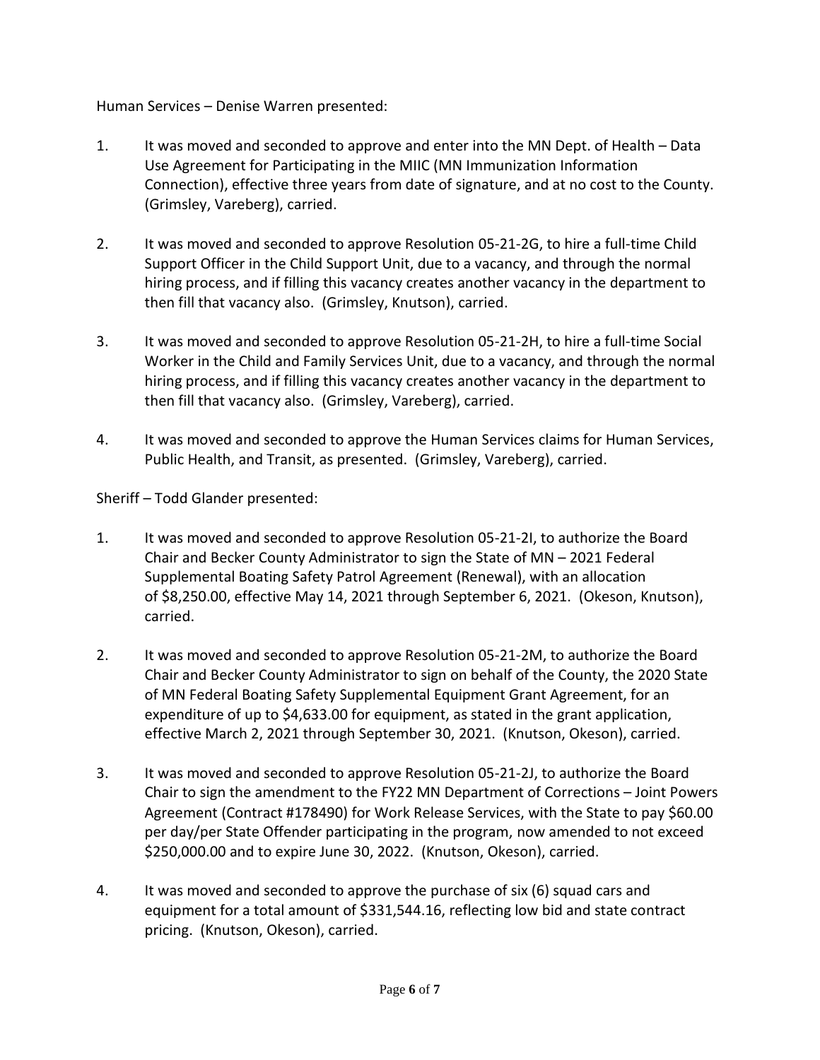Human Services – Denise Warren presented:

1. It was moved and seconded to approve and enter into the MN Dept. of Health – Data Use Agreement for Participating in the MIIC (MN Immunization Information Connection), effective three years from date of signature, and at no cost to the County. (Grimsley, Vareberg), carried.

2. It was moved and seconded to approve Resolution 05-21-2G, to hire a full-time Child Support Officer in the Child Support Unit, due to a vacancy, and through the normal hiring process, and if filling this vacancy creates another vacancy in the department to then fill that vacancy also. (Grimsley, Knutson), carried.

3. It was moved and seconded to approve Resolution 05-21-2H, to hire a full-time Social Worker in the Child and Family Services Unit, due to a vacancy, and through the normal hiring process, and if filling this vacancy creates another vacancy in the department to then fill that vacancy also. (Grimsley, Vareberg), carried.

4. It was moved and seconded to approve the Human Services claims for Human Services, Public Health, and Transit, as presented. (Grimsley, Vareberg), carried.

Sheriff – Todd Glander presented:

1. It was moved and seconded to approve Resolution 05-21-2I, to authorize the Board Chair and Becker County Administrator to sign the State of MN – 2021 Federal Supplemental Boating Safety Patrol Agreement (Renewal), with an allocation of $8,250.00, effective May 14, 2021 through September 6, 2021. (Okeson, Knutson), carried.

2. It was moved and seconded to approve Resolution 05-21-2M, to authorize the Board Chair and Becker County Administrator to sign on behalf of the County, the 2020 State of MN Federal Boating Safety Supplemental Equipment Grant Agreement, for an expenditure of up to $4,633.00 for equipment, as stated in the grant application, effective March 2, 2021 through September 30, 2021. (Knutson, Okeson), carried.

3. It was moved and seconded to approve Resolution 05-21-2J, to authorize the Board Chair to sign the amendment to the FY22 MN Department of Corrections – Joint Powers Agreement (Contract #178490) for Work Release Services, with the State to pay $60.00 per day/per State Offender participating in the program, now amended to not exceed $250,000.00 and to expire June 30, 2022. (Knutson, Okeson), carried.

4. It was moved and seconded to approve the purchase of six (6) squad cars and equipment for a total amount of $331,544.16, reflecting low bid and state contract pricing. (Knutson, Okeson), carried.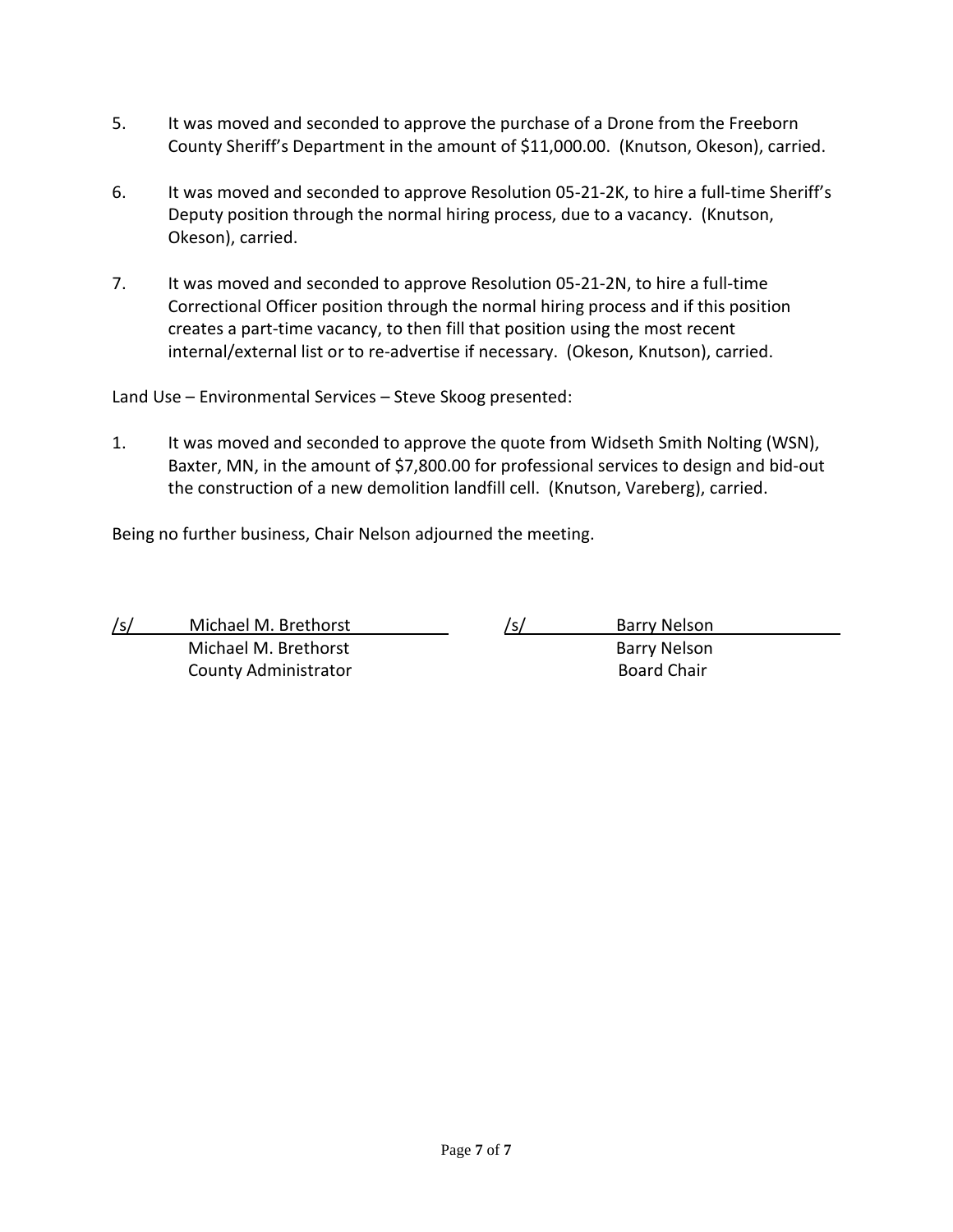5. It was moved and seconded to approve the purchase of a Drone from the Freeborn County Sheriff's Department in the amount of $11,000.00. (Knutson, Okeson), carried.

6. It was moved and seconded to approve Resolution 05-21-2K, to hire a full-time Sheriff's Deputy position through the normal hiring process, due to a vacancy. (Knutson, Okeson), carried.

7. It was moved and seconded to approve Resolution 05-21-2N, to hire a full-time Correctional Officer position through the normal hiring process and if this position creates a part-time vacancy, to then fill that position using the most recent internal/external list or to re-advertise if necessary. (Okeson, Knutson), carried.

Land Use – Environmental Services – Steve Skoog presented:

1. It was moved and seconded to approve the quote from Widseth Smith Nolting (WSN), Baxter, MN, in the amount of $7,800.00 for professional services to design and bid-out the construction of a new demolition landfill cell. (Knutson, Vareberg), carried.

Being no further business, Chair Nelson adjourned the meeting.

/s/ Michael M. Brethorst
Michael M. Brethorst
County Administrator

/s/ Barry Nelson
Barry Nelson
Board Chair